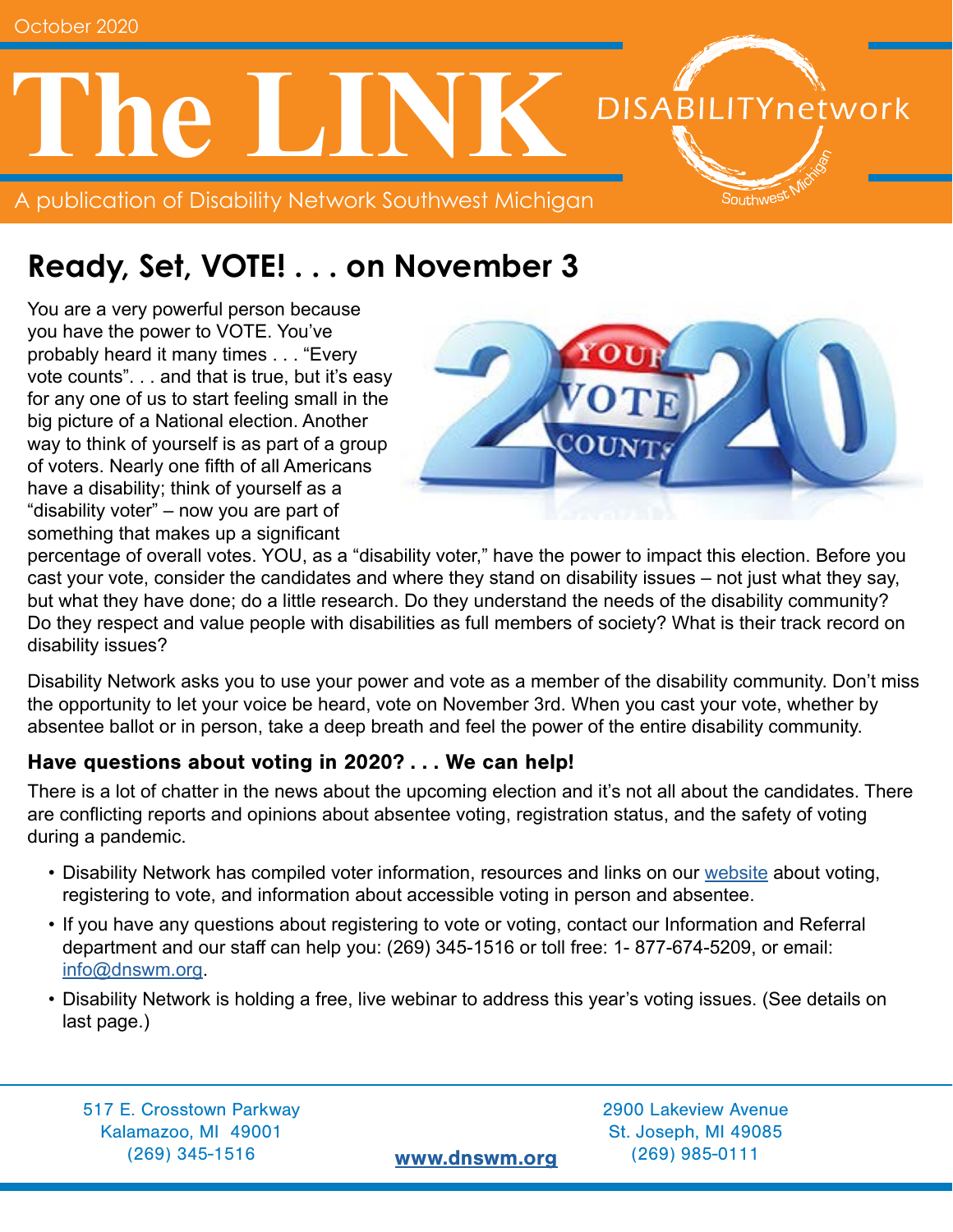October 2020

# The LINK

A publication of Disability Network Southwest Michigan

## Ready, Set, VOTE! . . . on November 3

You are a very powerful person because you have the power to VOTE. You've probably heard it many times . . . "Every vote counts". . . and that is true, but it's easy for any one of us to start feeling small in the big picture of a National election. Another way to think of yourself is as part of a group of voters. Nearly one fifth of all Americans have a disability; think of yourself as a "disability voter" – now you are part of something that makes up a significant percentage of overall votes. YOU, as a "disability voter," have the power to impact this election. Before you cast your vote, consider the candidates and where they stand on disability issues – not just what they say, but what they have done; do a little research. Do they understand the needs of the disability community? Do they respect and value people with disabilities as full members of society? What is their track record on disability issues?

Disability Network asks you to use your power and vote as a member of the disability community. Don't miss the opportunity to let your voice be heard, vote on November 3rd. When you cast your vote, whether by absentee ballot or in person, take a deep breath and feel the power of the entire disability community.

### Have questions about voting in 2020? . . . We can help!

There is a lot of chatter in the news about the upcoming election and it's not all about the candidates. There are conflicting reports and opinions about absentee voting, registration status, and the safety of voting during a pandemic.

- Disability Network has compiled voter information, resources and links on our website about voting, registering to vote, and information about accessible voting in person and absentee.
- If you have any questions about registering to vote or voting, contact our Information and Referral department and our staff can help you: (269) 345-1516 or toll free: 1- 877-674-5209, or email: info@dnswm.org.
- Disability Network is holding a free, live webinar to address this year's voting issues. (See details on last page.)

517 E. Crosstown Parkway
Kalamazoo, MI 49001
(269) 345-1516

**www.dnswm.org**

2900 Lakeview Avenue
St. Joseph, MI 49085
(269) 985-0111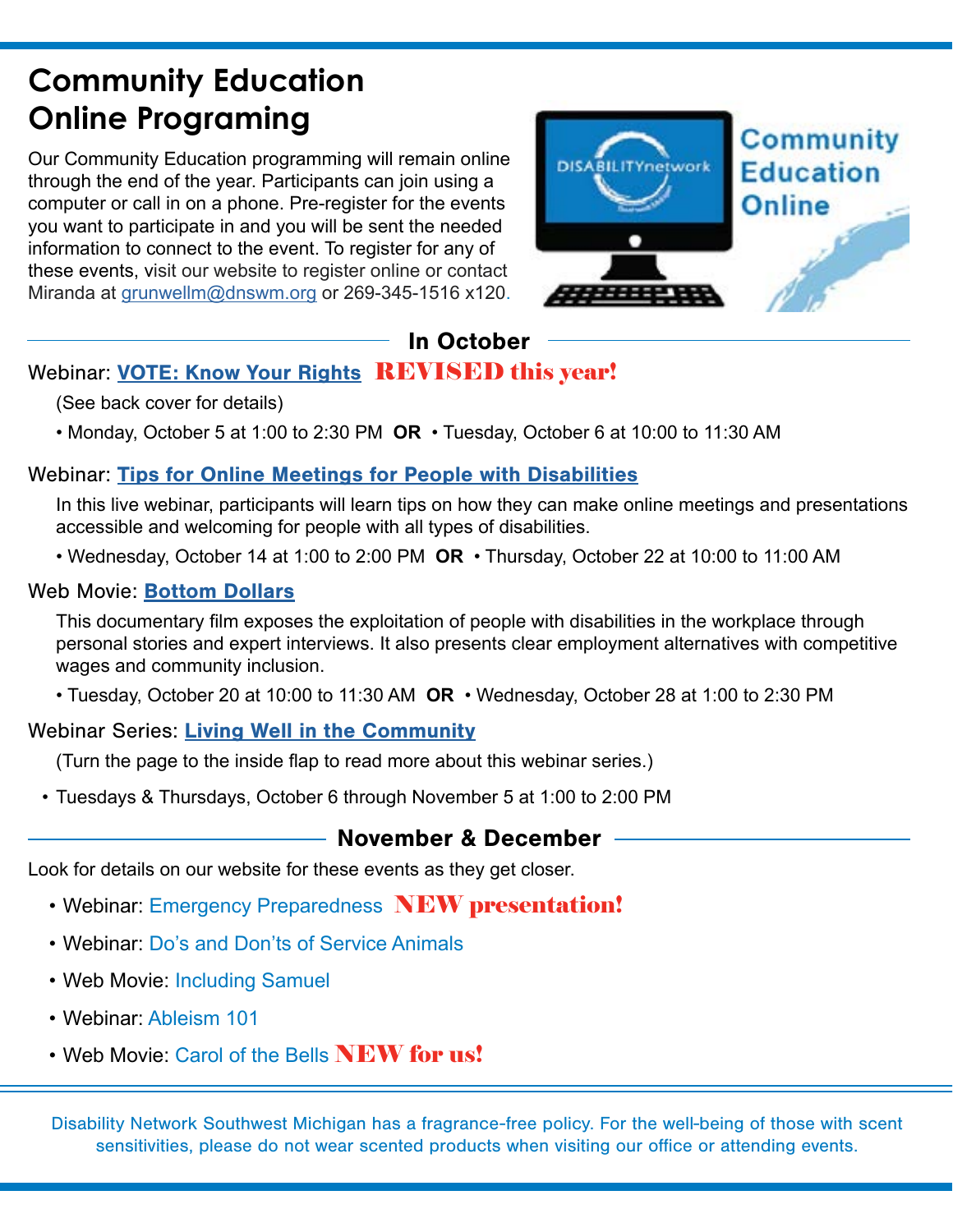# Community Education Online Programing

Our Community Education programming will remain online through the end of the year. Participants can join using a computer or call in on a phone. Pre-register for the events you want to participate in and you will be sent the needed information to connect to the event. To register for any of these events, visit our website to register online or contact Miranda at grunwellm@dnswm.org or 269-345-1516 x120.

## In October

### Webinar: VOTE: Know Your Rights **REVISED this year!**

(See back cover for details)

- Monday, October 5 at 1:00 to 2:30 PM **OR** • Tuesday, October 6 at 10:00 to 11:30 AM

### Webinar: Tips for Online Meetings for People with Disabilities

In this live webinar, participants will learn tips on how they can make online meetings and presentations accessible and welcoming for people with all types of disabilities.

- Wednesday, October 14 at 1:00 to 2:00 PM **OR** • Thursday, October 22 at 10:00 to 11:00 AM

### Web Movie: Bottom Dollars

This documentary film exposes the exploitation of people with disabilities in the workplace through personal stories and expert interviews. It also presents clear employment alternatives with competitive wages and community inclusion.

- Tuesday, October 20 at 10:00 to 11:30 AM **OR** • Wednesday, October 28 at 1:00 to 2:30 PM

### Webinar Series: Living Well in the Community

(Turn the page to the inside flap to read more about this webinar series.)

- Tuesdays & Thursdays, October 6 through November 5 at 1:00 to 2:00 PM

## November & December

Look for details on our website for these events as they get closer.

- Webinar: Emergency Preparedness **NEW presentation!**
- Webinar: Do's and Don'ts of Service Animals
- Web Movie: Including Samuel
- Webinar: Ableism 101
- Web Movie: Carol of the Bells **NEW for us!**

Disability Network Southwest Michigan has a fragrance-free policy. For the well-being of those with scent sensitivities, please do not wear scented products when visiting our office or attending events.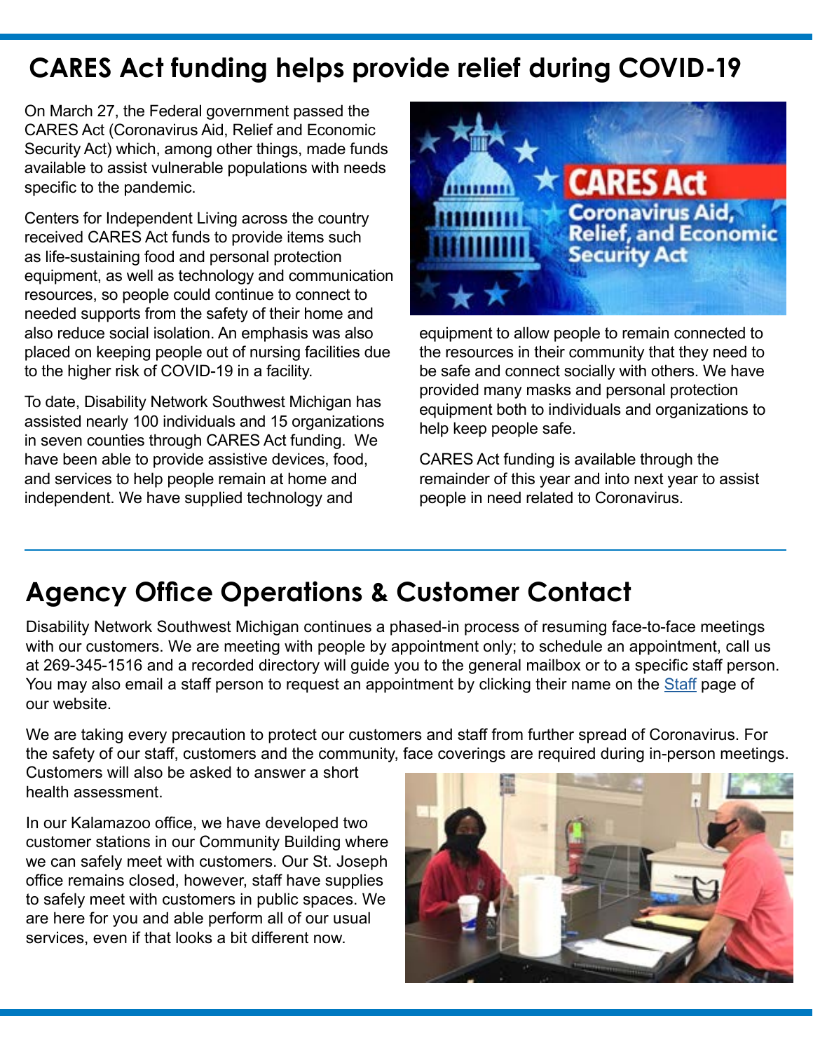# CARES Act funding helps provide relief during COVID-19

On March 27, the Federal government passed the CARES Act (Coronavirus Aid, Relief and Economic Security Act) which, among other things, made funds available to assist vulnerable populations with needs specific to the pandemic.

Centers for Independent Living across the country received CARES Act funds to provide items such as life-sustaining food and personal protection equipment, as well as technology and communication resources, so people could continue to connect to needed supports from the safety of their home and also reduce social isolation. An emphasis was also placed on keeping people out of nursing facilities due to the higher risk of COVID-19 in a facility.

To date, Disability Network Southwest Michigan has assisted nearly 100 individuals and 15 organizations in seven counties through CARES Act funding. We have been able to provide assistive devices, food, and services to help people remain at home and independent. We have supplied technology and equipment to allow people to remain connected to the resources in their community that they need to be safe and connect socially with others. We have provided many masks and personal protection equipment both to individuals and organizations to help keep people safe.

CARES Act funding is available through the remainder of this year and into next year to assist people in need related to Coronavirus.

# Agency Office Operations & Customer Contact

Disability Network Southwest Michigan continues a phased-in process of resuming face-to-face meetings with our customers. We are meeting with people by appointment only; to schedule an appointment, call us at 269-345-1516 and a recorded directory will guide you to the general mailbox or to a specific staff person. You may also email a staff person to request an appointment by clicking their name on the Staff page of our website.

We are taking every precaution to protect our customers and staff from further spread of Coronavirus. For the safety of our staff, customers and the community, face coverings are required during in-person meetings. Customers will also be asked to answer a short health assessment.

In our Kalamazoo office, we have developed two customer stations in our Community Building where we can safely meet with customers. Our St. Joseph office remains closed, however, staff have supplies to safely meet with customers in public spaces. We are here for you and able perform all of our usual services, even if that looks a bit different now.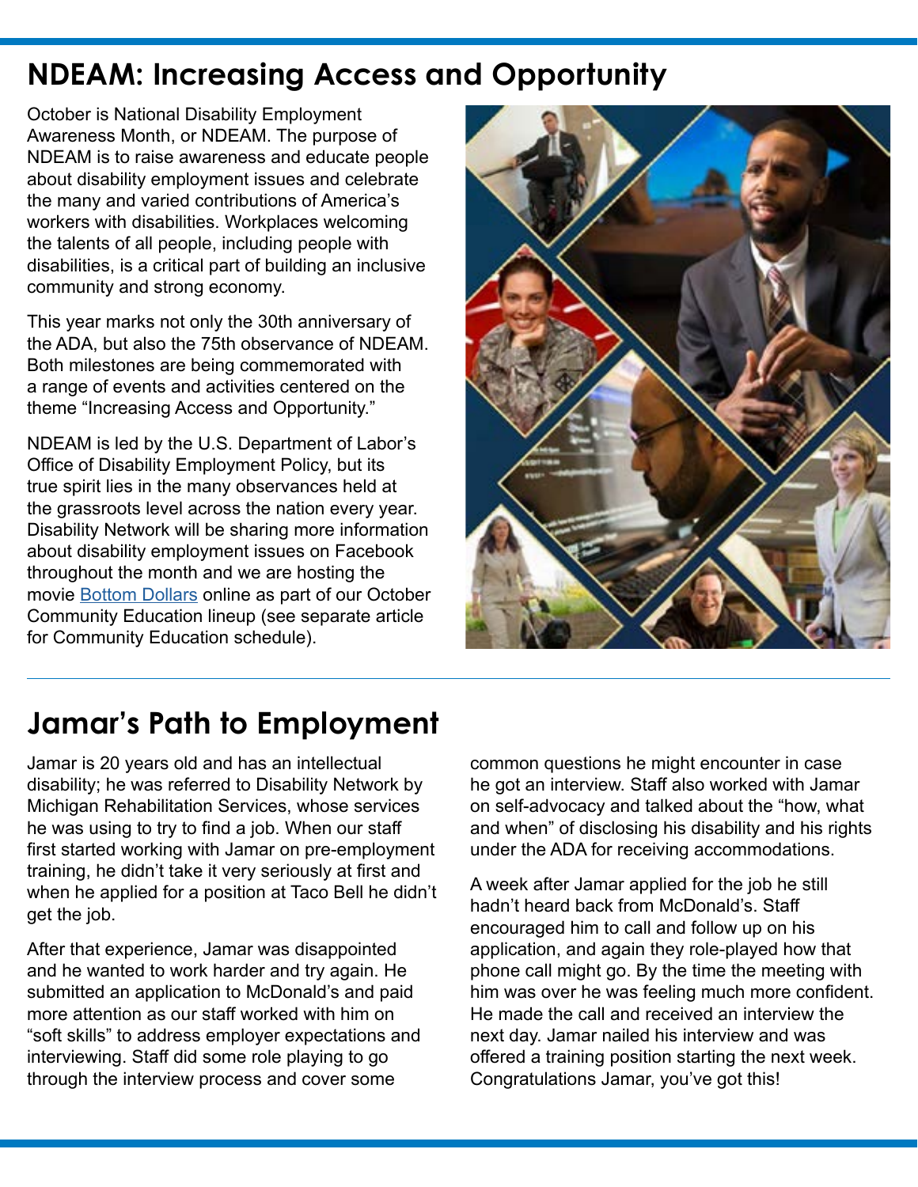## NDEAM: Increasing Access and Opportunity

October is National Disability Employment Awareness Month, or NDEAM. The purpose of NDEAM is to raise awareness and educate people about disability employment issues and celebrate the many and varied contributions of America's workers with disabilities. Workplaces welcoming the talents of all people, including people with disabilities, is a critical part of building an inclusive community and strong economy.

This year marks not only the 30th anniversary of the ADA, but also the 75th observance of NDEAM. Both milestones are being commemorated with a range of events and activities centered on the theme "Increasing Access and Opportunity."

NDEAM is led by the U.S. Department of Labor's Office of Disability Employment Policy, but its true spirit lies in the many observances held at the grassroots level across the nation every year. Disability Network will be sharing more information about disability employment issues on Facebook throughout the month and we are hosting the movie Bottom Dollars online as part of our October Community Education lineup (see separate article for Community Education schedule).

---

## Jamar's Path to Employment

Jamar is 20 years old and has an intellectual disability; he was referred to Disability Network by Michigan Rehabilitation Services, whose services he was using to try to find a job. When our staff first started working with Jamar on pre-employment training, he didn't take it very seriously at first and when he applied for a position at Taco Bell he didn't get the job.

After that experience, Jamar was disappointed and he wanted to work harder and try again. He submitted an application to McDonald's and paid more attention as our staff worked with him on "soft skills" to address employer expectations and interviewing. Staff did some role playing to go through the interview process and cover some common questions he might encounter in case he got an interview. Staff also worked with Jamar on self-advocacy and talked about the "how, what and when" of disclosing his disability and his rights under the ADA for receiving accommodations.

A week after Jamar applied for the job he still hadn't heard back from McDonald's. Staff encouraged him to call and follow up on his application, and again they role-played how that phone call might go. By the time the meeting with him was over he was feeling much more confident. He made the call and received an interview the next day. Jamar nailed his interview and was offered a training position starting the next week. Congratulations Jamar, you've got this!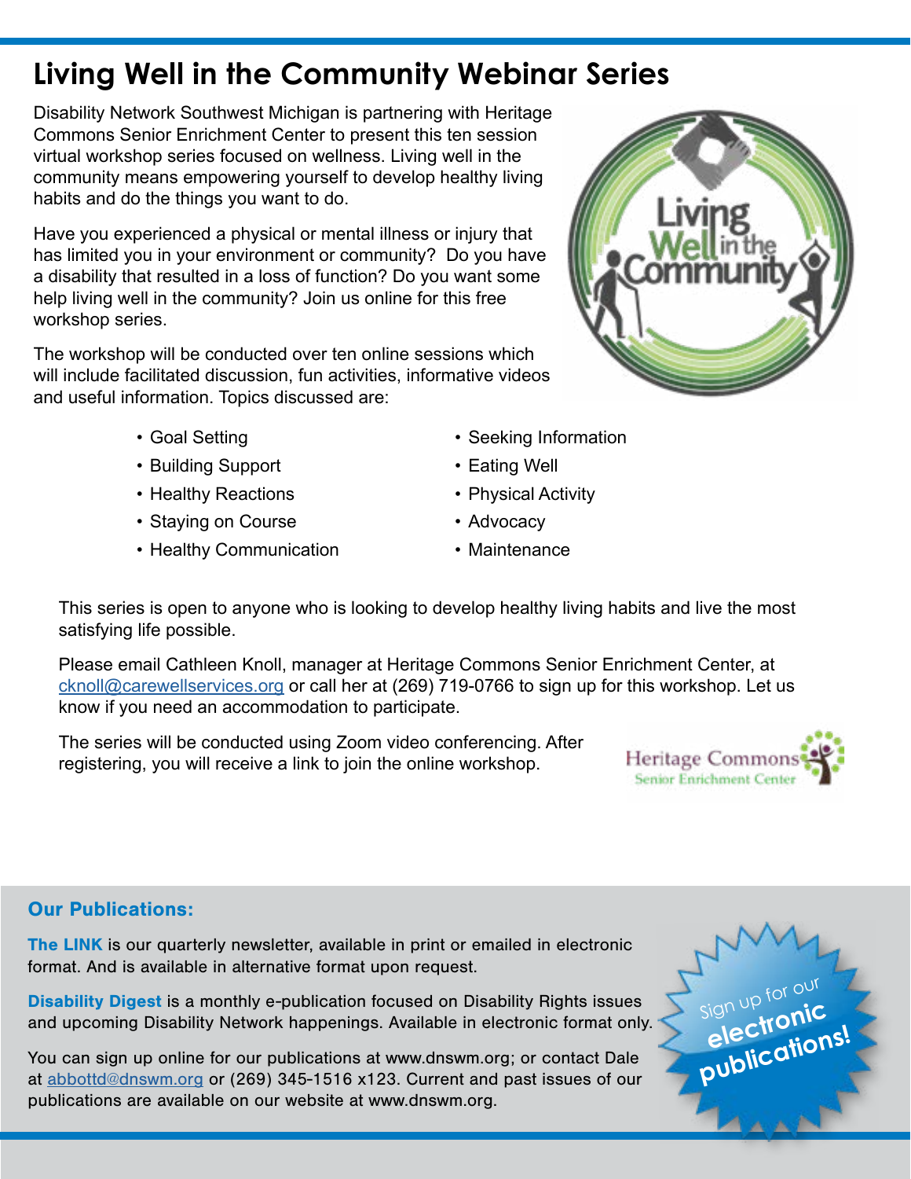# Living Well in the Community Webinar Series

Disability Network Southwest Michigan is partnering with Heritage Commons Senior Enrichment Center to present this ten session virtual workshop series focused on wellness. Living well in the community means empowering yourself to develop healthy living habits and do the things you want to do.

Have you experienced a physical or mental illness or injury that has limited you in your environment or community? Do you have a disability that resulted in a loss of function? Do you want some help living well in the community? Join us online for this free workshop series.

The workshop will be conducted over ten online sessions which will include facilitated discussion, fun activities, informative videos and useful information. Topics discussed are:

- Goal Setting
- Building Support
- Healthy Reactions
- Staying on Course
- Healthy Communication
- Seeking Information
- Eating Well
- Physical Activity
- Advocacy
- Maintenance

This series is open to anyone who is looking to develop healthy living habits and live the most satisfying life possible.

Please email Cathleen Knoll, manager at Heritage Commons Senior Enrichment Center, at cknoll@carewellservices.org or call her at (269) 719-0766 to sign up for this workshop. Let us know if you need an accommodation to participate.

The series will be conducted using Zoom video conferencing. After registering, you will receive a link to join the online workshop.

## Our Publications:

**The LINK** is our quarterly newsletter, available in print or emailed in electronic format. And is available in alternative format upon request.

**Disability Digest** is a monthly e-publication focused on Disability Rights issues and upcoming Disability Network happenings. Available in electronic format only.

You can sign up online for our publications at www.dnswm.org; or contact Dale at abbottd@dnswm.org or (269) 345-1516 x123. Current and past issues of our publications are available on our website at www.dnswm.org.

Sign up for our **electronic publications!**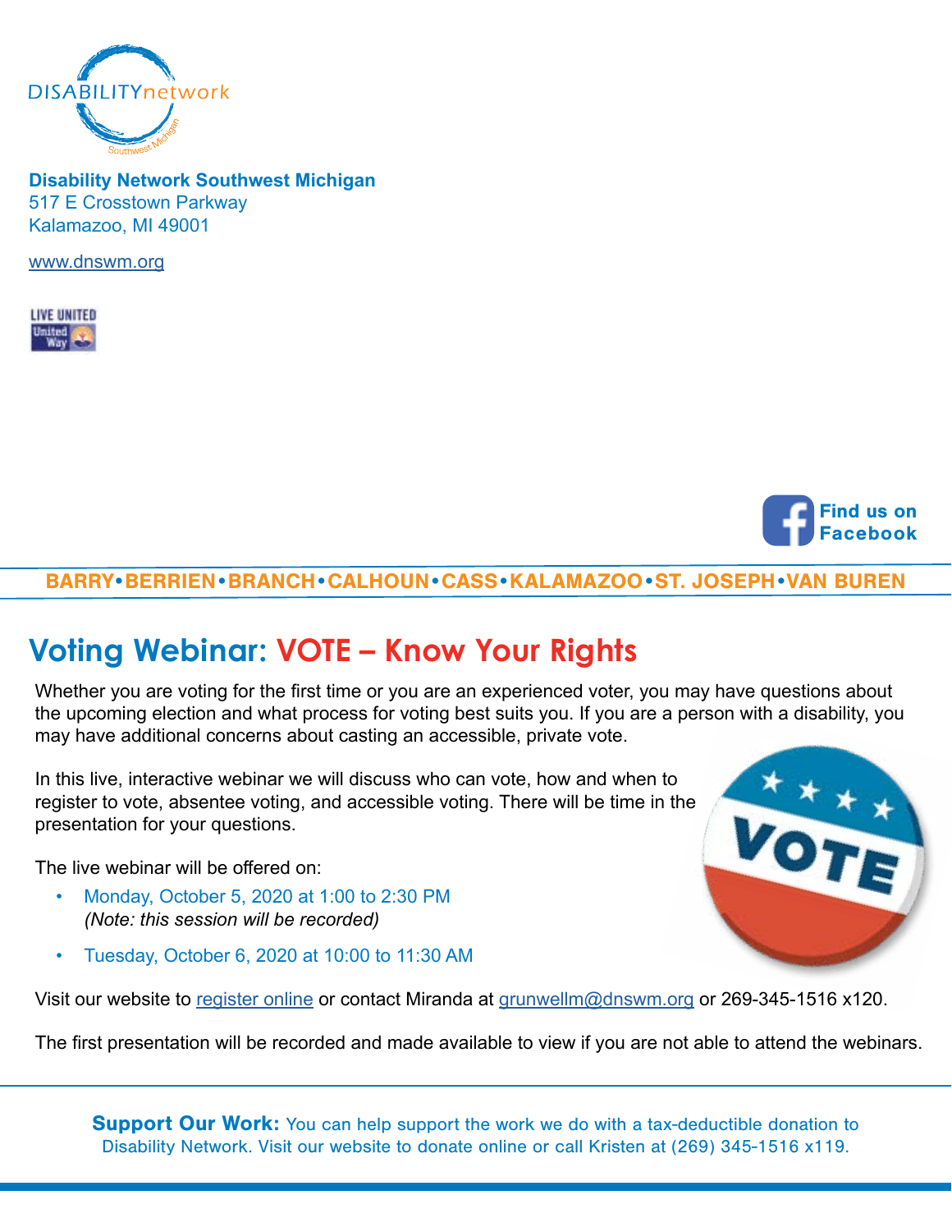**Disability Network Southwest Michigan**
517 E Crosstown Parkway
Kalamazoo, MI 49001

www.dnswm.org

Find us on Facebook

**BARRY • BERRIEN • BRANCH • CALHOUN • CASS • KALAMAZOO • ST. JOSEPH • VAN BUREN**

# Voting Webinar: VOTE – Know Your Rights

Whether you are voting for the first time or you are an experienced voter, you may have questions about the upcoming election and what process for voting best suits you. If you are a person with a disability, you may have additional concerns about casting an accessible, private vote.

In this live, interactive webinar we will discuss who can vote, how and when to register to vote, absentee voting, and accessible voting. There will be time in the presentation for your questions.

The live webinar will be offered on:

- Monday, October 5, 2020 at 1:00 to 2:30 PM
  *(Note: this session will be recorded)*
- Tuesday, October 6, 2020 at 10:00 to 11:30 AM

Visit our website to register online or contact Miranda at grunwellm@dnswm.org or 269-345-1516 x120.

The first presentation will be recorded and made available to view if you are not able to attend the webinars.

**Support Our Work:** You can help support the work we do with a tax-deductible donation to Disability Network. Visit our website to donate online or call Kristen at (269) 345-1516 x119.